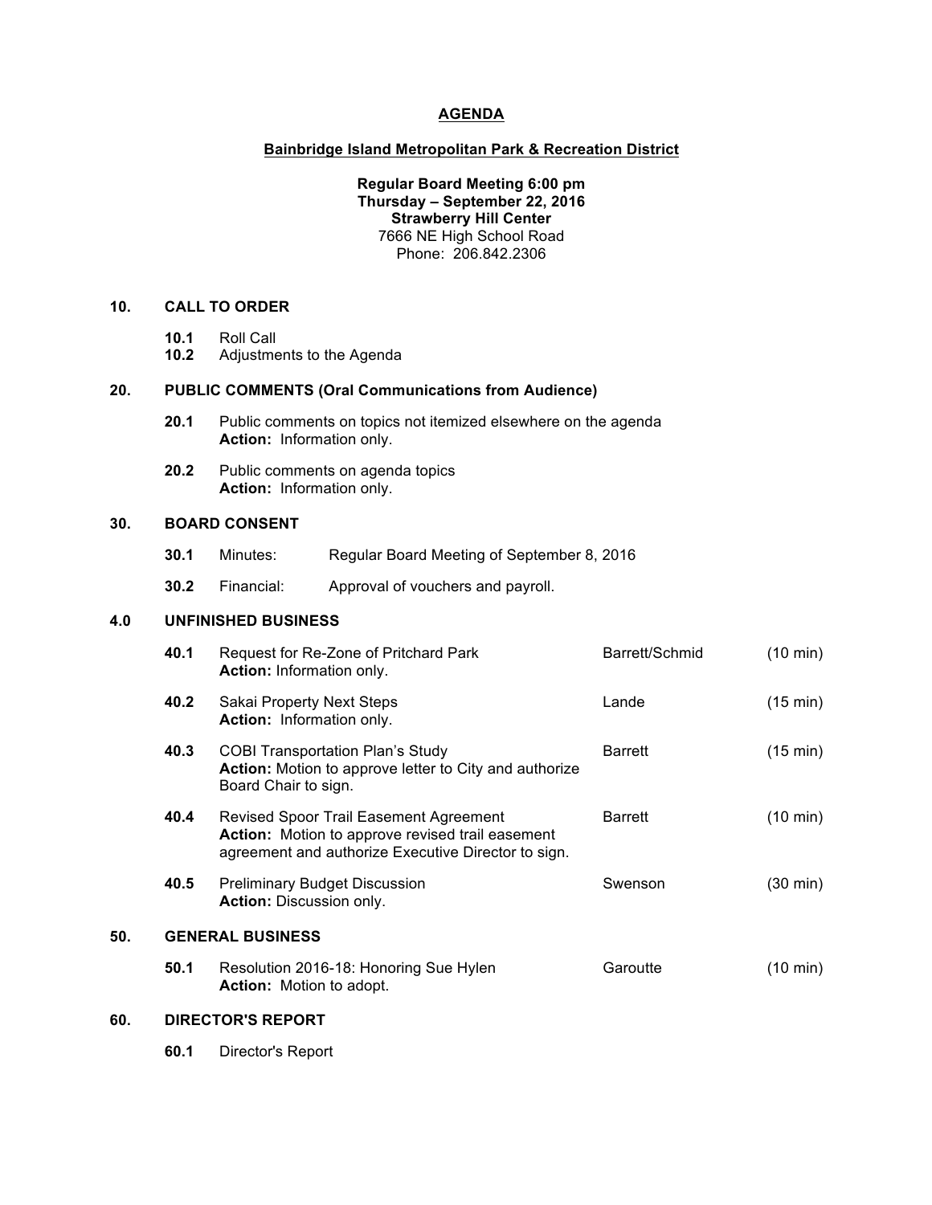# AGENDA

## Bainbridge Island Metropolitan Park & Recreation District

**Regular Board Meeting 6:00 pm**
**Thursday – September 22, 2016**
**Strawberry Hill Center**
7666 NE High School Road
Phone: 206.842.2306

### 10. CALL TO ORDER

- **10.1** Roll Call
- **10.2** Adjustments to the Agenda

### 20. PUBLIC COMMENTS (Oral Communications from Audience)

- **20.1** Public comments on topics not itemized elsewhere on the agenda
  **Action:** Information only.
- **20.2** Public comments on agenda topics
  **Action:** Information only.

### 30. BOARD CONSENT

- **30.1** Minutes: Regular Board Meeting of September 8, 2016
- **30.2** Financial: Approval of vouchers and payroll.

### 4.0 UNFINISHED BUSINESS

| No. | Item | Presenter | Time |
|---|---|---|---|
| **40.1** | Request for Re-Zone of Pritchard Park<br>**Action:** Information only. | Barrett/Schmid | (10 min) |
| **40.2** | Sakai Property Next Steps<br>**Action:** Information only. | Lande | (15 min) |
| **40.3** | COBI Transportation Plan's Study<br>**Action:** Motion to approve letter to City and authorize Board Chair to sign. | Barrett | (15 min) |
| **40.4** | Revised Spoor Trail Easement Agreement<br>**Action:** Motion to approve revised trail easement agreement and authorize Executive Director to sign. | Barrett | (10 min) |
| **40.5** | Preliminary Budget Discussion<br>**Action:** Discussion only. | Swenson | (30 min) |

### 50. GENERAL BUSINESS

| No. | Item | Presenter | Time |
|---|---|---|---|
| **50.1** | Resolution 2016-18: Honoring Sue Hylen<br>**Action:** Motion to adopt. | Garoutte | (10 min) |

### 60. DIRECTOR'S REPORT

- **60.1** Director's Report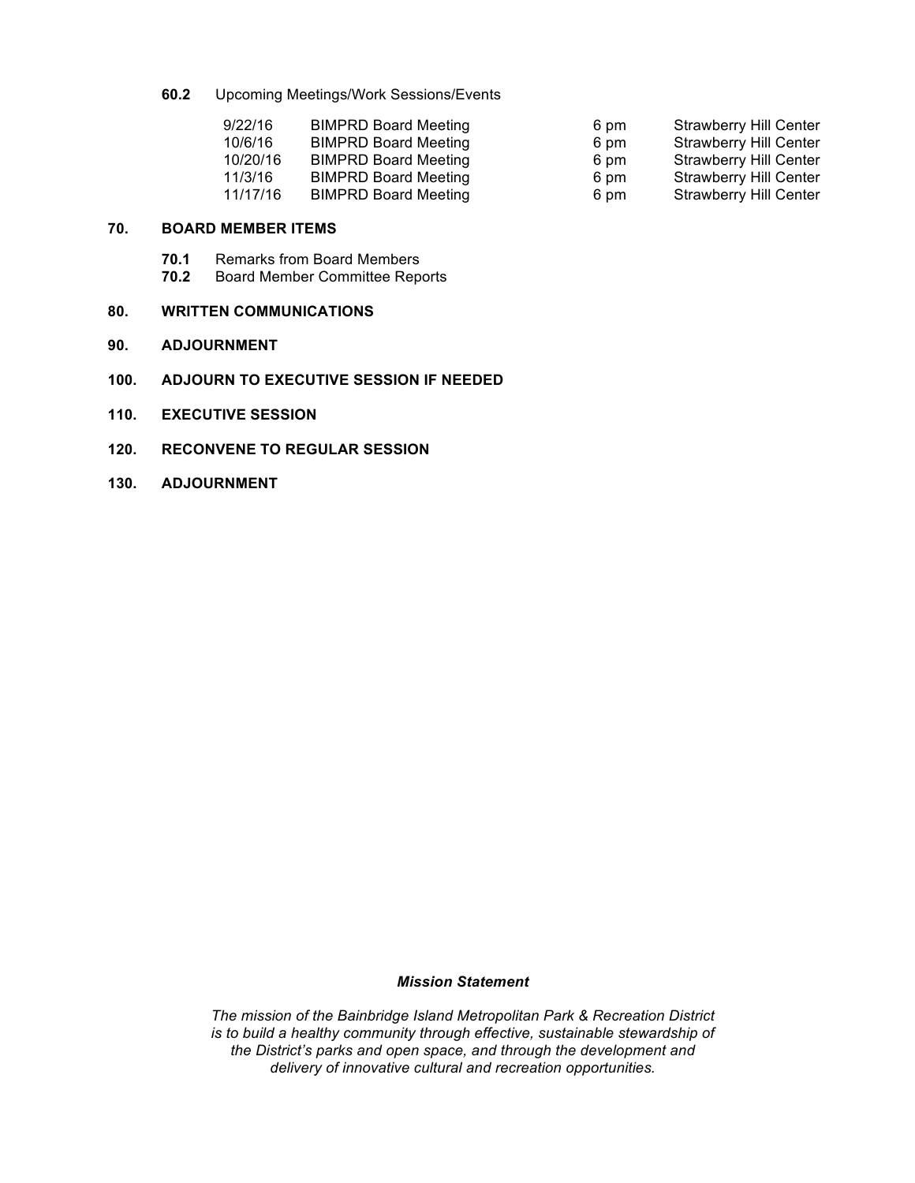**60.2** Upcoming Meetings/Work Sessions/Events

| | | | |
|---|---|---|---|
| 9/22/16 | BIMPRD Board Meeting | 6 pm | Strawberry Hill Center |
| 10/6/16 | BIMPRD Board Meeting | 6 pm | Strawberry Hill Center |
| 10/20/16 | BIMPRD Board Meeting | 6 pm | Strawberry Hill Center |
| 11/3/16 | BIMPRD Board Meeting | 6 pm | Strawberry Hill Center |
| 11/17/16 | BIMPRD Board Meeting | 6 pm | Strawberry Hill Center |

**70. BOARD MEMBER ITEMS**

**70.1** Remarks from Board Members
**70.2** Board Member Committee Reports

**80. WRITTEN COMMUNICATIONS**

**90. ADJOURNMENT**

**100. ADJOURN TO EXECUTIVE SESSION IF NEEDED**

**110. EXECUTIVE SESSION**

**120. RECONVENE TO REGULAR SESSION**

**130. ADJOURNMENT**

***Mission Statement***

*The mission of the Bainbridge Island Metropolitan Park & Recreation District is to build a healthy community through effective, sustainable stewardship of the District's parks and open space, and through the development and delivery of innovative cultural and recreation opportunities.*